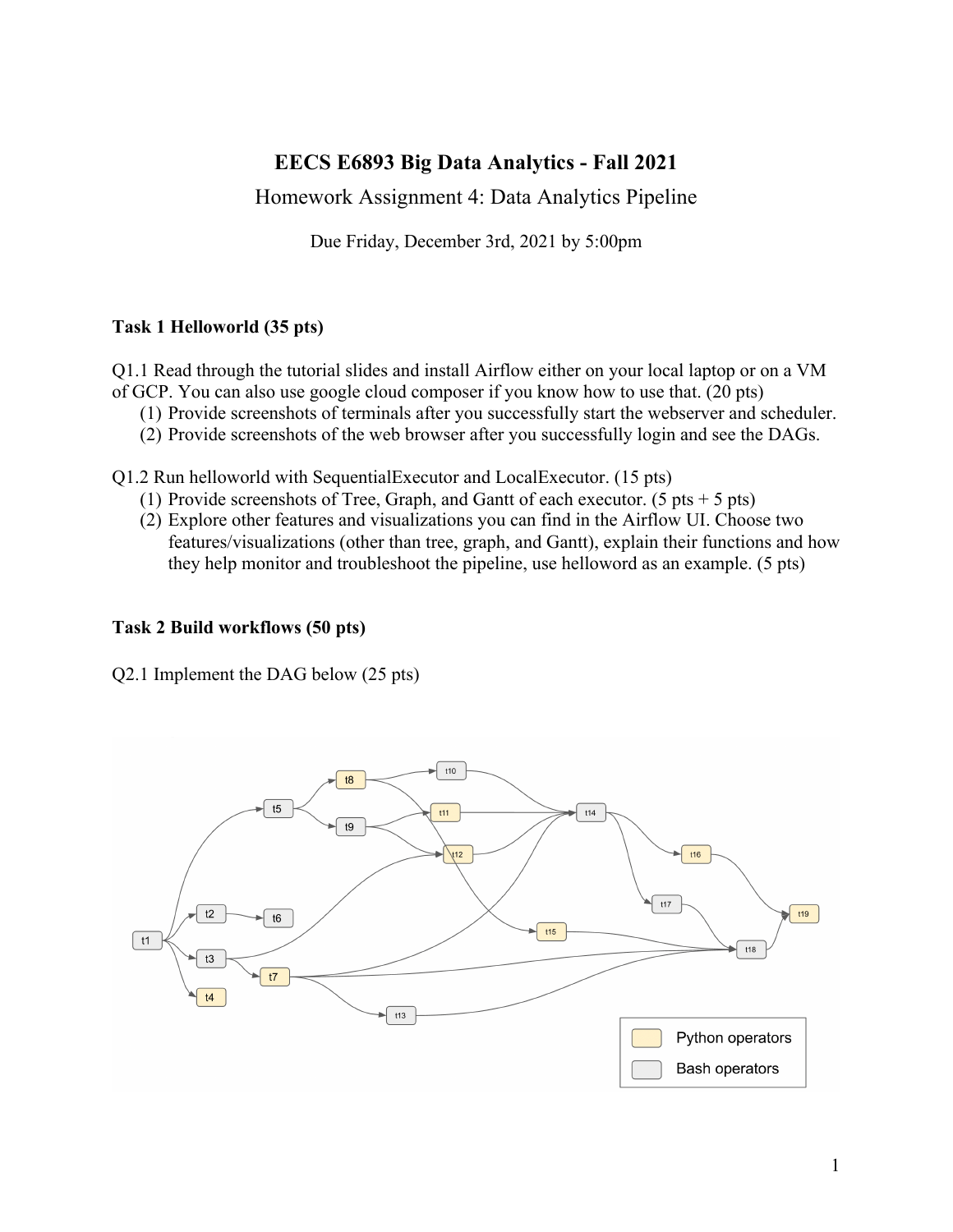# EECS E6893 Big Data Analytics - Fall 2021

## Homework Assignment 4: Data Analytics Pipeline

Due Friday, December 3rd, 2021 by 5:00pm

### Task 1 Helloworld (35 pts)

Q1.1 Read through the tutorial slides and install Airflow either on your local laptop or on a VM of GCP. You can also use google cloud composer if you know how to use that. (20 pts)

1. Provide screenshots of terminals after you successfully start the webserver and scheduler.
2. Provide screenshots of the web browser after you successfully login and see the DAGs.

Q1.2 Run helloworld with SequentialExecutor and LocalExecutor. (15 pts)

1. Provide screenshots of Tree, Graph, and Gantt of each executor. (5 pts + 5 pts)
2. Explore other features and visualizations you can find in the Airflow UI. Choose two features/visualizations (other than tree, graph, and Gantt), explain their functions and how they help monitor and troubleshoot the pipeline, use helloword as an example. (5 pts)

### Task 2 Build workflows (50 pts)

Q2.1 Implement the DAG below (25 pts)

t1, t2, t3, t4, t5, t6, t7, t8, t9, t10, t11, t12, t13, t14, t15, t16, t17, t18, t19

Python operators

Bash operators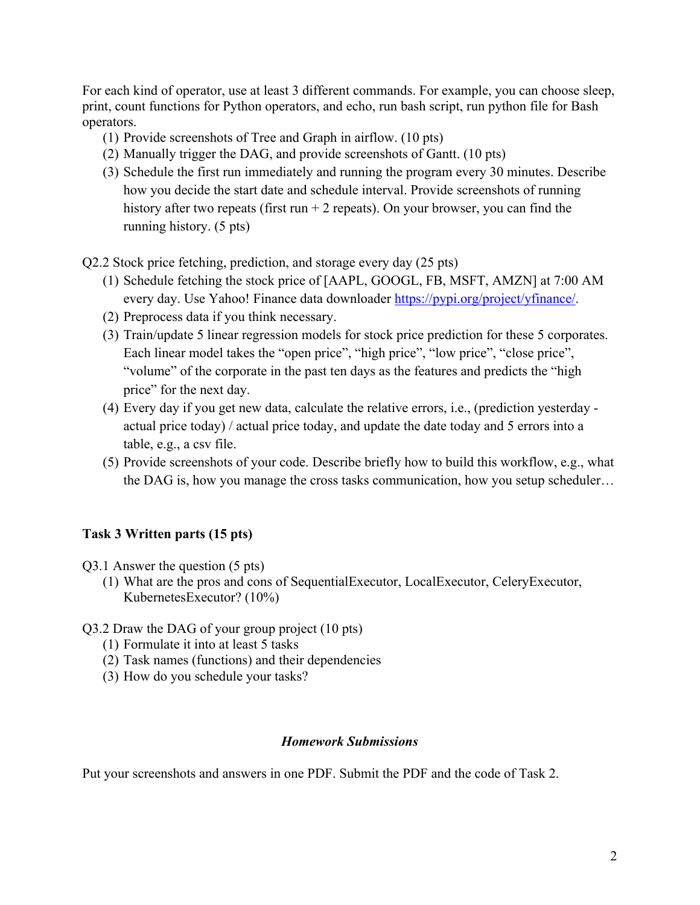For each kind of operator, use at least 3 different commands. For example, you can choose sleep, print, count functions for Python operators, and echo, run bash script, run python file for Bash operators.

1. Provide screenshots of Tree and Graph in airflow. (10 pts)
2. Manually trigger the DAG, and provide screenshots of Gantt. (10 pts)
3. Schedule the first run immediately and running the program every 30 minutes. Describe how you decide the start date and schedule interval. Provide screenshots of running history after two repeats (first run + 2 repeats). On your browser, you can find the running history. (5 pts)

Q2.2 Stock price fetching, prediction, and storage every day (25 pts)

1. Schedule fetching the stock price of [AAPL, GOOGL, FB, MSFT, AMZN] at 7:00 AM every day. Use Yahoo! Finance data downloader [https://pypi.org/project/yfinance/](https://pypi.org/project/yfinance/).
2. Preprocess data if you think necessary.
3. Train/update 5 linear regression models for stock price prediction for these 5 corporates. Each linear model takes the "open price", "high price", "low price", "close price", "volume" of the corporate in the past ten days as the features and predicts the "high price" for the next day.
4. Every day if you get new data, calculate the relative errors, i.e., (prediction yesterday - actual price today) / actual price today, and update the date today and 5 errors into a table, e.g., a csv file.
5. Provide screenshots of your code. Describe briefly how to build this workflow, e.g., what the DAG is, how you manage the cross tasks communication, how you setup scheduler…

## Task 3 Written parts (15 pts)

Q3.1 Answer the question (5 pts)

1. What are the pros and cons of SequentialExecutor, LocalExecutor, CeleryExecutor, KubernetesExecutor? (10%)

Q3.2 Draw the DAG of your group project (10 pts)

1. Formulate it into at least 5 tasks
2. Task names (functions) and their dependencies
3. How do you schedule your tasks?

### *Homework Submissions*

Put your screenshots and answers in one PDF. Submit the PDF and the code of Task 2.